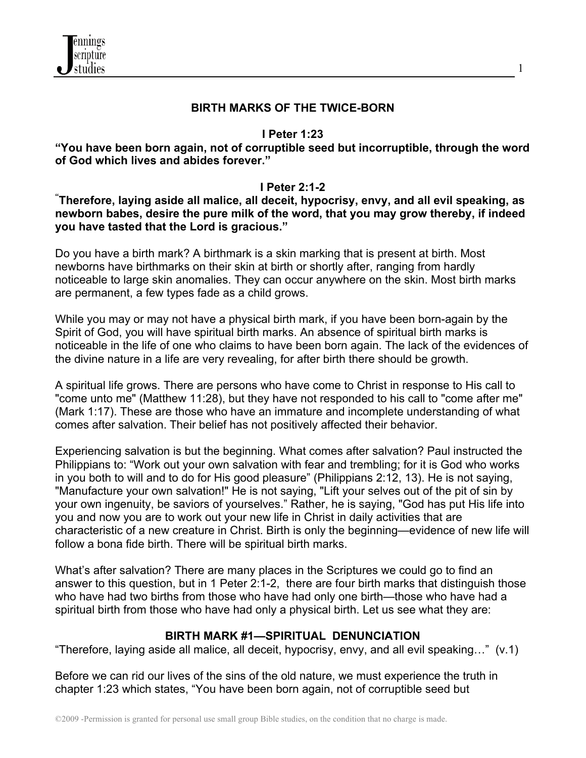## BIRTH MARKS OF THE TWICE-BORN

**I Peter 1:23**

**"You have been born again, not of corruptible seed but incorruptible, through the word of God which lives and abides forever."**

**I Peter 2:1-2**

**"Therefore, laying aside all malice, all deceit, hypocrisy, envy, and all evil speaking, as newborn babes, desire the pure milk of the word, that you may grow thereby, if indeed you have tasted that the Lord is gracious."**

Do you have a birth mark? A birthmark is a skin marking that is present at birth. Most newborns have birthmarks on their skin at birth or shortly after, ranging from hardly noticeable to large skin anomalies. They can occur anywhere on the skin. Most birth marks are permanent, a few types fade as a child grows.

While you may or may not have a physical birth mark, if you have been born-again by the Spirit of God, you will have spiritual birth marks. An absence of spiritual birth marks is noticeable in the life of one who claims to have been born again. The lack of the evidences of the divine nature in a life are very revealing, for after birth there should be growth.

A spiritual life grows. There are persons who have come to Christ in response to His call to "come unto me" (Matthew 11:28), but they have not responded to his call to "come after me" (Mark 1:17). These are those who have an immature and incomplete understanding of what comes after salvation. Their belief has not positively affected their behavior.

Experiencing salvation is but the beginning. What comes after salvation? Paul instructed the Philippians to: "Work out your own salvation with fear and trembling; for it is God who works in you both to will and to do for His good pleasure" (Philippians 2:12, 13). He is not saying, "Manufacture your own salvation!" He is not saying, "Lift your selves out of the pit of sin by your own ingenuity, be saviors of yourselves." Rather, he is saying, "God has put His life into you and now you are to work out your new life in Christ in daily activities that are characteristic of a new creature in Christ. Birth is only the beginning—evidence of new life will follow a bona fide birth. There will be spiritual birth marks.

What's after salvation? There are many places in the Scriptures we could go to find an answer to this question, but in 1 Peter 2:1-2, there are four birth marks that distinguish those who have had two births from those who have had only one birth—those who have had a spiritual birth from those who have had only a physical birth. Let us see what they are:

### BIRTH MARK #1—SPIRITUAL DENUNCIATION

"Therefore, laying aside all malice, all deceit, hypocrisy, envy, and all evil speaking…" (v.1)

Before we can rid our lives of the sins of the old nature, we must experience the truth in chapter 1:23 which states, "You have been born again, not of corruptible seed but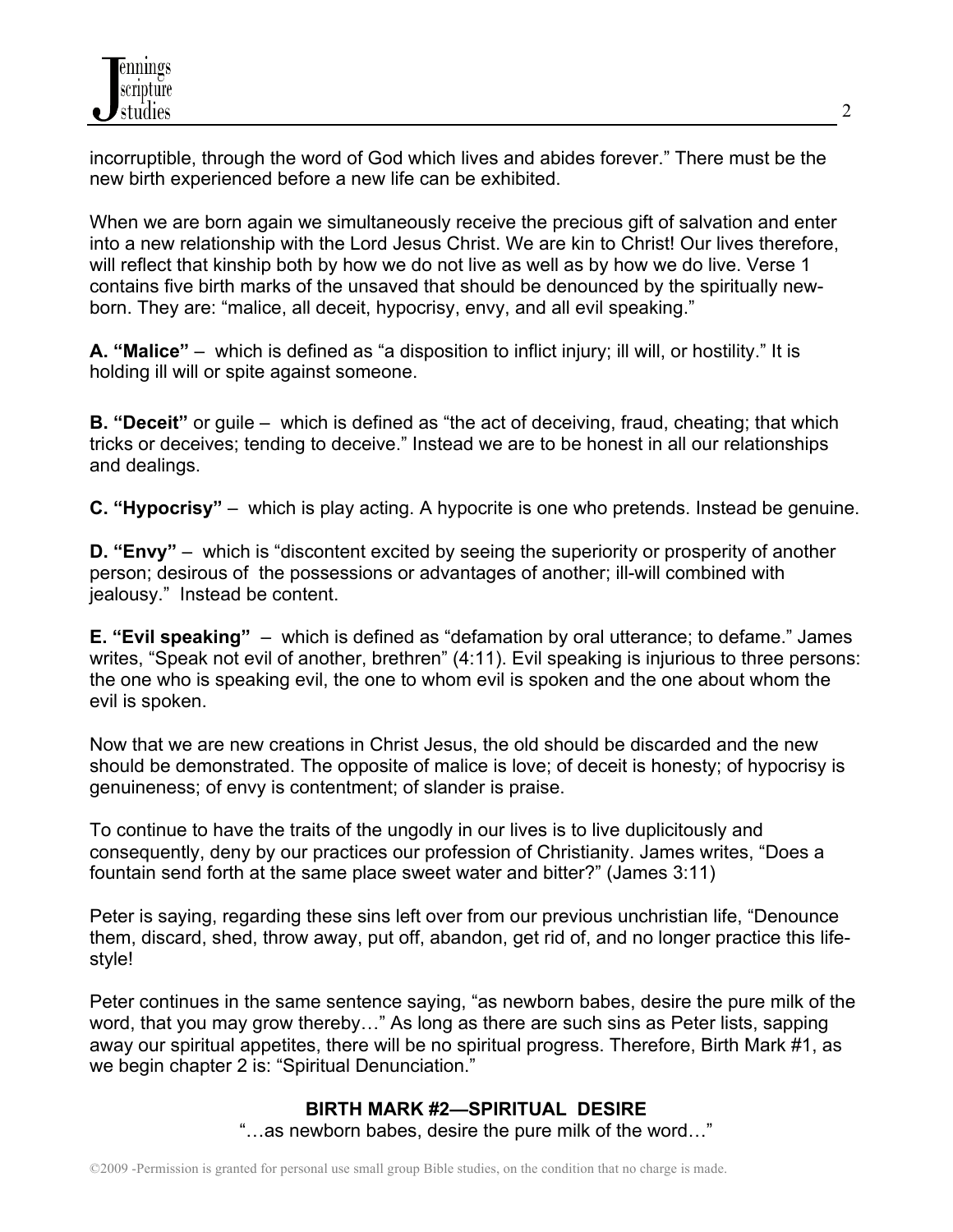incorruptible, through the word of God which lives and abides forever." There must be the new birth experienced before a new life can be exhibited.

When we are born again we simultaneously receive the precious gift of salvation and enter into a new relationship with the Lord Jesus Christ. We are kin to Christ! Our lives therefore, will reflect that kinship both by how we do not live as well as by how we do live. Verse 1 contains five birth marks of the unsaved that should be denounced by the spiritually new-born. They are: "malice, all deceit, hypocrisy, envy, and all evil speaking."

**A. "Malice"** – which is defined as "a disposition to inflict injury; ill will, or hostility." It is holding ill will or spite against someone.

**B. "Deceit"** or guile – which is defined as "the act of deceiving, fraud, cheating; that which tricks or deceives; tending to deceive." Instead we are to be honest in all our relationships and dealings.

**C. "Hypocrisy"** – which is play acting. A hypocrite is one who pretends. Instead be genuine.

**D. "Envy"** – which is "discontent excited by seeing the superiority or prosperity of another person; desirous of the possessions or advantages of another; ill-will combined with jealousy." Instead be content.

**E. "Evil speaking"** – which is defined as "defamation by oral utterance; to defame." James writes, "Speak not evil of another, brethren" (4:11). Evil speaking is injurious to three persons: the one who is speaking evil, the one to whom evil is spoken and the one about whom the evil is spoken.

Now that we are new creations in Christ Jesus, the old should be discarded and the new should be demonstrated. The opposite of malice is love; of deceit is honesty; of hypocrisy is genuineness; of envy is contentment; of slander is praise.

To continue to have the traits of the ungodly in our lives is to live duplicitously and consequently, deny by our practices our profession of Christianity. James writes, "Does a fountain send forth at the same place sweet water and bitter?" (James 3:11)

Peter is saying, regarding these sins left over from our previous unchristian life, "Denounce them, discard, shed, throw away, put off, abandon, get rid of, and no longer practice this life-style!

Peter continues in the same sentence saying, "as newborn babes, desire the pure milk of the word, that you may grow thereby…" As long as there are such sins as Peter lists, sapping away our spiritual appetites, there will be no spiritual progress. Therefore, Birth Mark #1, as we begin chapter 2 is: "Spiritual Denunciation."

## BIRTH MARK #2—SPIRITUAL DESIRE

"…as newborn babes, desire the pure milk of the word…"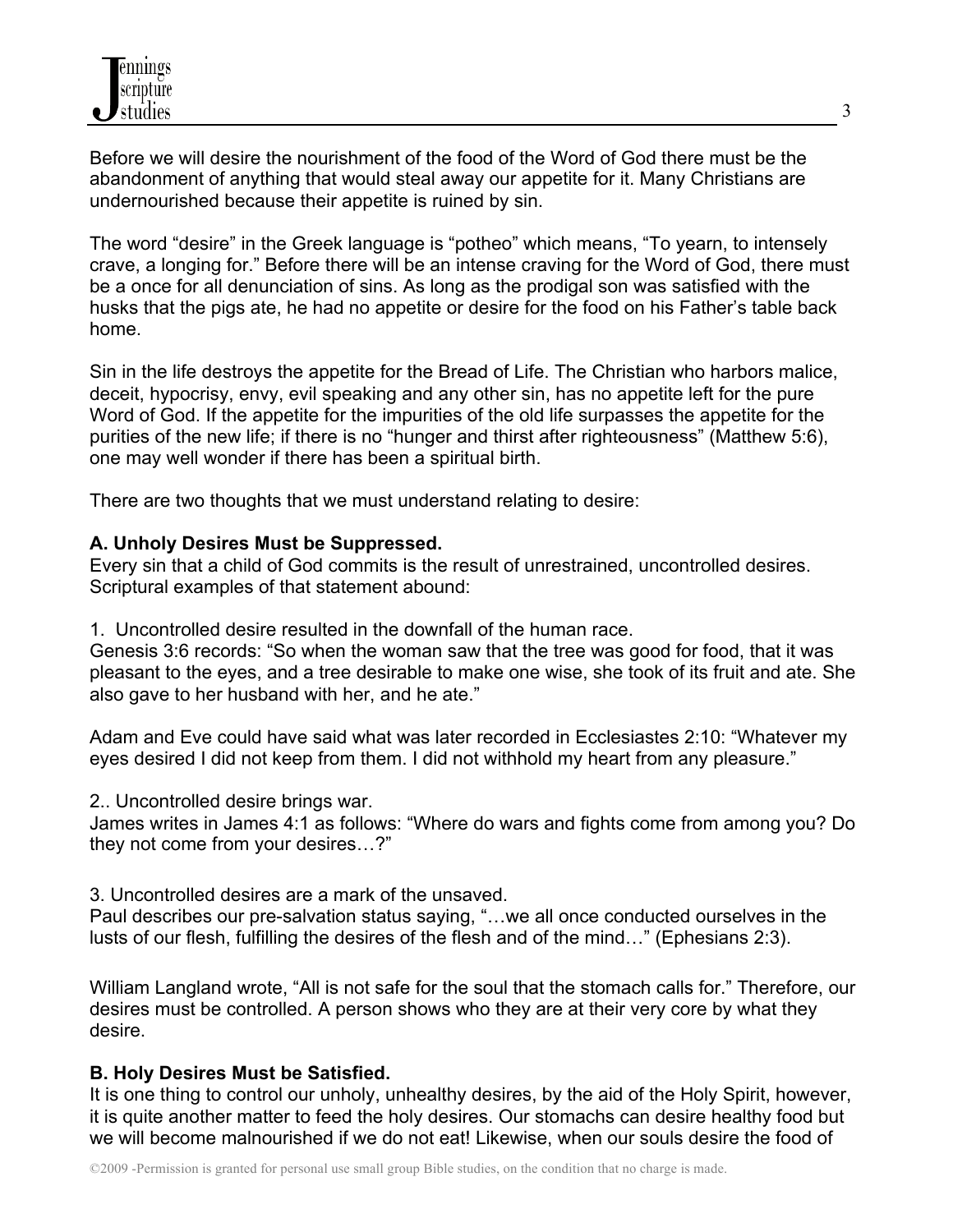Before we will desire the nourishment of the food of the Word of God there must be the abandonment of anything that would steal away our appetite for it. Many Christians are undernourished because their appetite is ruined by sin.

The word "desire" in the Greek language is "potheo" which means, "To yearn, to intensely crave, a longing for." Before there will be an intense craving for the Word of God, there must be a once for all denunciation of sins. As long as the prodigal son was satisfied with the husks that the pigs ate, he had no appetite or desire for the food on his Father's table back home.

Sin in the life destroys the appetite for the Bread of Life. The Christian who harbors malice, deceit, hypocrisy, envy, evil speaking and any other sin, has no appetite left for the pure Word of God. If the appetite for the impurities of the old life surpasses the appetite for the purities of the new life; if there is no "hunger and thirst after righteousness" (Matthew 5:6), one may well wonder if there has been a spiritual birth.

There are two thoughts that we must understand relating to desire:

**A. Unholy Desires Must be Suppressed.**
Every sin that a child of God commits is the result of unrestrained, uncontrolled desires. Scriptural examples of that statement abound:

1. Uncontrolled desire resulted in the downfall of the human race.
Genesis 3:6 records: "So when the woman saw that the tree was good for food, that it was pleasant to the eyes, and a tree desirable to make one wise, she took of its fruit and ate. She also gave to her husband with her, and he ate."

Adam and Eve could have said what was later recorded in Ecclesiastes 2:10: "Whatever my eyes desired I did not keep from them. I did not withhold my heart from any pleasure."

2.. Uncontrolled desire brings war.
James writes in James 4:1 as follows: "Where do wars and fights come from among you? Do they not come from your desires…?"

3. Uncontrolled desires are a mark of the unsaved.
Paul describes our pre-salvation status saying, "…we all once conducted ourselves in the lusts of our flesh, fulfilling the desires of the flesh and of the mind…" (Ephesians 2:3).

William Langland wrote, "All is not safe for the soul that the stomach calls for." Therefore, our desires must be controlled. A person shows who they are at their very core by what they desire.

**B. Holy Desires Must be Satisfied.**
It is one thing to control our unholy, unhealthy desires, by the aid of the Holy Spirit, however, it is quite another matter to feed the holy desires. Our stomachs can desire healthy food but we will become malnourished if we do not eat! Likewise, when our souls desire the food of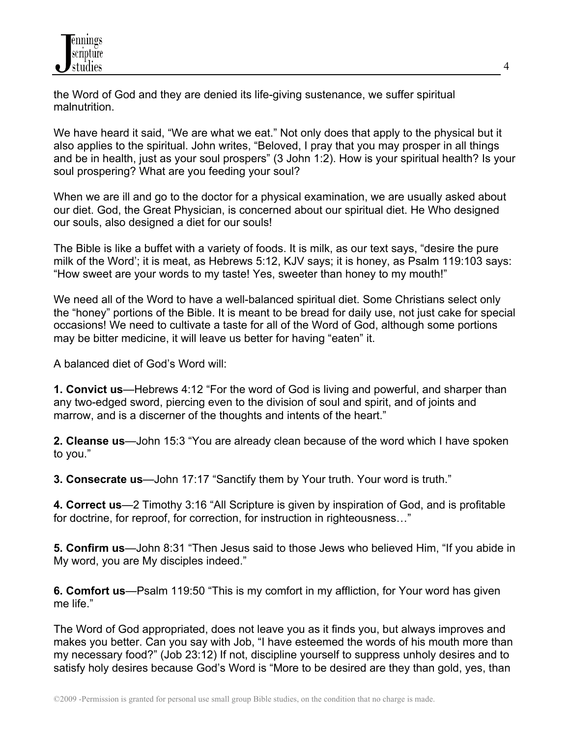the Word of God and they are denied its life-giving sustenance, we suffer spiritual malnutrition.

We have heard it said, “We are what we eat.” Not only does that apply to the physical but it also applies to the spiritual. John writes, “Beloved, I pray that you may prosper in all things and be in health, just as your soul prospers” (3 John 1:2). How is your spiritual health? Is your soul prospering? What are you feeding your soul?

When we are ill and go to the doctor for a physical examination, we are usually asked about our diet. God, the Great Physician, is concerned about our spiritual diet. He Who designed our souls, also designed a diet for our souls!

The Bible is like a buffet with a variety of foods. It is milk, as our text says, “desire the pure milk of the Word’; it is meat, as Hebrews 5:12, KJV says; it is honey, as Psalm 119:103 says: “How sweet are your words to my taste! Yes, sweeter than honey to my mouth!”

We need all of the Word to have a well-balanced spiritual diet. Some Christians select only the “honey” portions of the Bible. It is meant to be bread for daily use, not just cake for special occasions! We need to cultivate a taste for all of the Word of God, although some portions may be bitter medicine, it will leave us better for having “eaten” it.

A balanced diet of God’s Word will:

**1. Convict us**—Hebrews 4:12 “For the word of God is living and powerful, and sharper than any two-edged sword, piercing even to the division of soul and spirit, and of joints and marrow, and is a discerner of the thoughts and intents of the heart.”

**2. Cleanse us**—John 15:3 “You are already clean because of the word which I have spoken to you.”

**3. Consecrate us**—John 17:17 “Sanctify them by Your truth. Your word is truth.”

**4. Correct us**—2 Timothy 3:16 “All Scripture is given by inspiration of God, and is profitable for doctrine, for reproof, for correction, for instruction in righteousness…”

**5. Confirm us**—John 8:31 “Then Jesus said to those Jews who believed Him, “If you abide in My word, you are My disciples indeed.”

**6. Comfort us**—Psalm 119:50 “This is my comfort in my affliction, for Your word has given me life.”

The Word of God appropriated, does not leave you as it finds you, but always improves and makes you better. Can you say with Job, “I have esteemed the words of his mouth more than my necessary food?” (Job 23:12) If not, discipline yourself to suppress unholy desires and to satisfy holy desires because God’s Word is “More to be desired are they than gold, yes, than

©2009 -Permission is granted for personal use small group Bible studies, on the condition that no charge is made.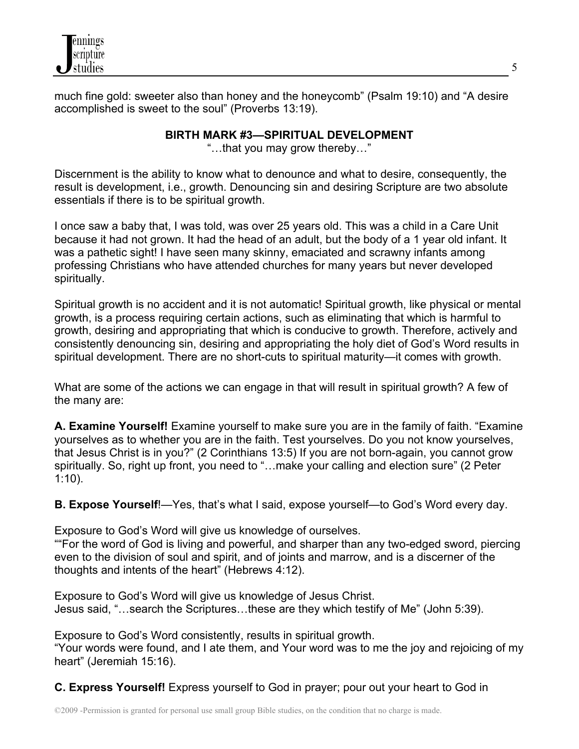much fine gold: sweeter also than honey and the honeycomb" (Psalm 19:10) and "A desire accomplished is sweet to the soul" (Proverbs 13:19).

### BIRTH MARK #3—SPIRITUAL DEVELOPMENT

"…that you may grow thereby…"

Discernment is the ability to know what to denounce and what to desire, consequently, the result is development, i.e., growth. Denouncing sin and desiring Scripture are two absolute essentials if there is to be spiritual growth.

I once saw a baby that, I was told, was over 25 years old. This was a child in a Care Unit because it had not grown. It had the head of an adult, but the body of a 1 year old infant. It was a pathetic sight! I have seen many skinny, emaciated and scrawny infants among professing Christians who have attended churches for many years but never developed spiritually.

Spiritual growth is no accident and it is not automatic! Spiritual growth, like physical or mental growth, is a process requiring certain actions, such as eliminating that which is harmful to growth, desiring and appropriating that which is conducive to growth. Therefore, actively and consistently denouncing sin, desiring and appropriating the holy diet of God's Word results in spiritual development. There are no short-cuts to spiritual maturity—it comes with growth.

What are some of the actions we can engage in that will result in spiritual growth? A few of the many are:

**A. Examine Yourself!** Examine yourself to make sure you are in the family of faith. "Examine yourselves as to whether you are in the faith. Test yourselves. Do you not know yourselves, that Jesus Christ is in you?" (2 Corinthians 13:5) If you are not born-again, you cannot grow spiritually. So, right up front, you need to "…make your calling and election sure" (2 Peter 1:10).

**B. Expose Yourself**!—Yes, that's what I said, expose yourself—to God's Word every day.

Exposure to God's Word will give us knowledge of ourselves.
""For the word of God is living and powerful, and sharper than any two-edged sword, piercing even to the division of soul and spirit, and of joints and marrow, and is a discerner of the thoughts and intents of the heart" (Hebrews 4:12).

Exposure to God's Word will give us knowledge of Jesus Christ.
Jesus said, "…search the Scriptures…these are they which testify of Me" (John 5:39).

Exposure to God's Word consistently, results in spiritual growth.
"Your words were found, and I ate them, and Your word was to me the joy and rejoicing of my heart" (Jeremiah 15:16).

**C. Express Yourself!** Express yourself to God in prayer; pour out your heart to God in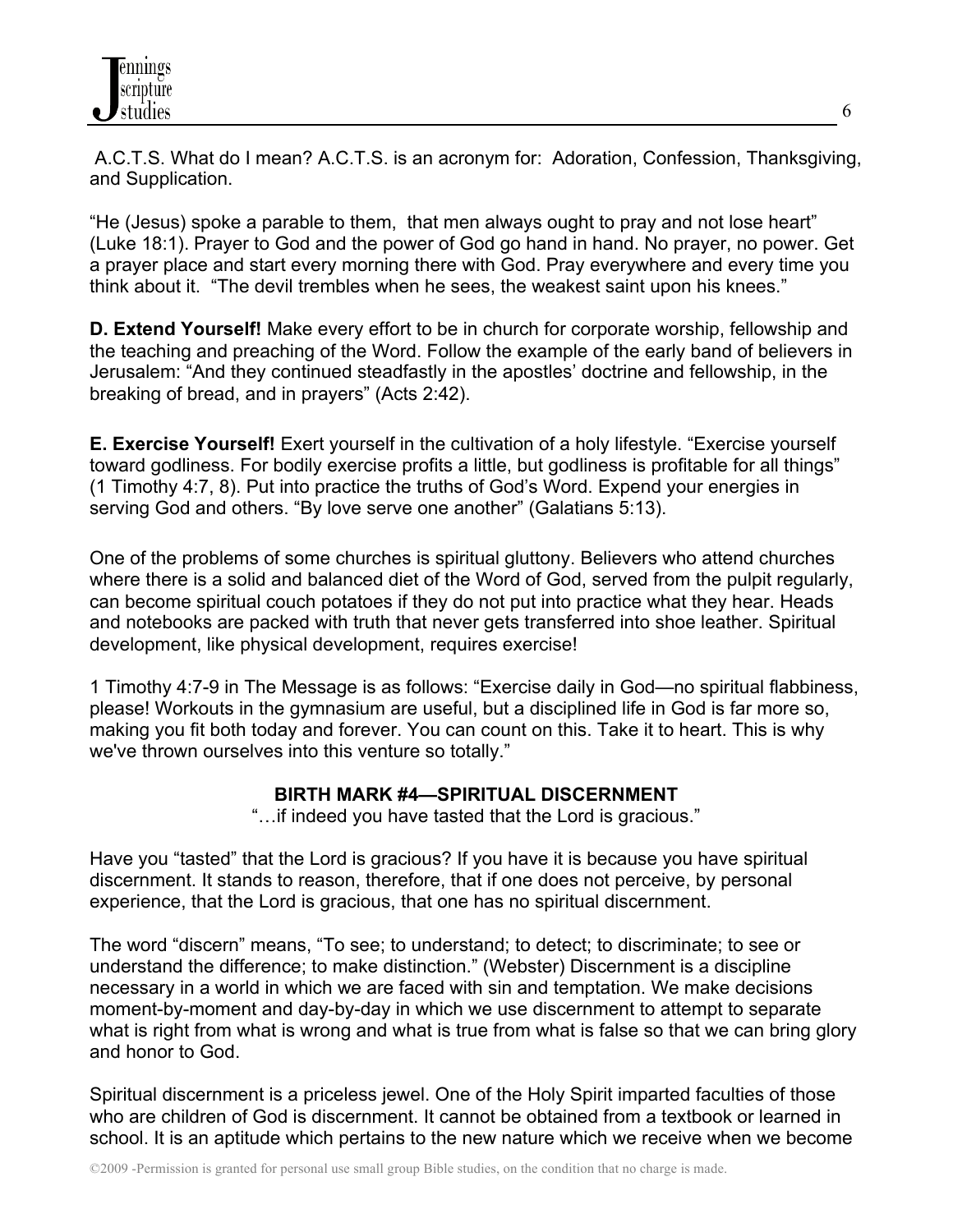A.C.T.S. What do I mean? A.C.T.S. is an acronym for: Adoration, Confession, Thanksgiving, and Supplication.

"He (Jesus) spoke a parable to them, that men always ought to pray and not lose heart" (Luke 18:1). Prayer to God and the power of God go hand in hand. No prayer, no power. Get a prayer place and start every morning there with God. Pray everywhere and every time you think about it. "The devil trembles when he sees, the weakest saint upon his knees."

**D. Extend Yourself!** Make every effort to be in church for corporate worship, fellowship and the teaching and preaching of the Word. Follow the example of the early band of believers in Jerusalem: "And they continued steadfastly in the apostles' doctrine and fellowship, in the breaking of bread, and in prayers" (Acts 2:42).

**E. Exercise Yourself!** Exert yourself in the cultivation of a holy lifestyle. "Exercise yourself toward godliness. For bodily exercise profits a little, but godliness is profitable for all things" (1 Timothy 4:7, 8). Put into practice the truths of God's Word. Expend your energies in serving God and others. "By love serve one another" (Galatians 5:13).

One of the problems of some churches is spiritual gluttony. Believers who attend churches where there is a solid and balanced diet of the Word of God, served from the pulpit regularly, can become spiritual couch potatoes if they do not put into practice what they hear. Heads and notebooks are packed with truth that never gets transferred into shoe leather. Spiritual development, like physical development, requires exercise!

1 Timothy 4:7-9 in The Message is as follows: "Exercise daily in God—no spiritual flabbiness, please! Workouts in the gymnasium are useful, but a disciplined life in God is far more so, making you fit both today and forever. You can count on this. Take it to heart. This is why we've thrown ourselves into this venture so totally."

**BIRTH MARK #4—SPIRITUAL DISCERNMENT**

"…if indeed you have tasted that the Lord is gracious."

Have you "tasted" that the Lord is gracious? If you have it is because you have spiritual discernment. It stands to reason, therefore, that if one does not perceive, by personal experience, that the Lord is gracious, that one has no spiritual discernment.

The word "discern" means, "To see; to understand; to detect; to discriminate; to see or understand the difference; to make distinction." (Webster) Discernment is a discipline necessary in a world in which we are faced with sin and temptation. We make decisions moment-by-moment and day-by-day in which we use discernment to attempt to separate what is right from what is wrong and what is true from what is false so that we can bring glory and honor to God.

Spiritual discernment is a priceless jewel. One of the Holy Spirit imparted faculties of those who are children of God is discernment. It cannot be obtained from a textbook or learned in school. It is an aptitude which pertains to the new nature which we receive when we become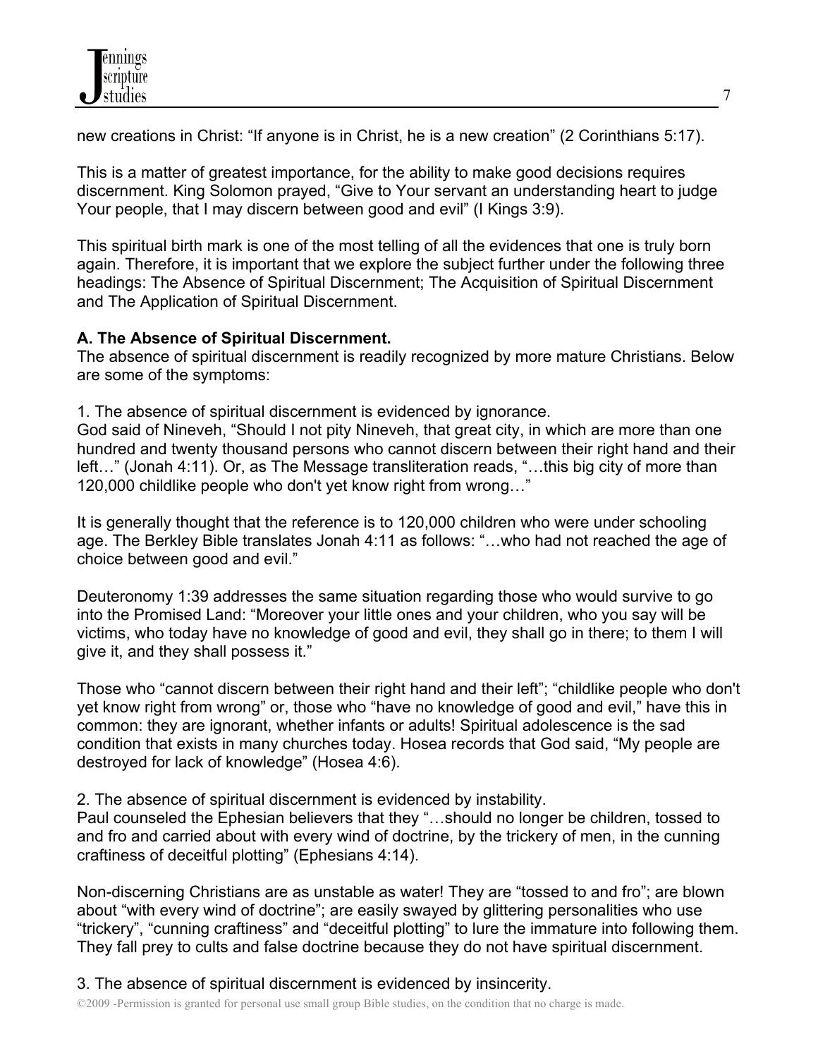new creations in Christ: “If anyone is in Christ, he is a new creation” (2 Corinthians 5:17).

This is a matter of greatest importance, for the ability to make good decisions requires discernment. King Solomon prayed, “Give to Your servant an understanding heart to judge Your people, that I may discern between good and evil” (I Kings 3:9).

This spiritual birth mark is one of the most telling of all the evidences that one is truly born again. Therefore, it is important that we explore the subject further under the following three headings: The Absence of Spiritual Discernment; The Acquisition of Spiritual Discernment and The Application of Spiritual Discernment.

**A. The Absence of Spiritual Discernment.**

The absence of spiritual discernment is readily recognized by more mature Christians. Below are some of the symptoms:

1. The absence of spiritual discernment is evidenced by ignorance.

God said of Nineveh, “Should I not pity Nineveh, that great city, in which are more than one hundred and twenty thousand persons who cannot discern between their right hand and their left…” (Jonah 4:11). Or, as The Message transliteration reads, “…this big city of more than 120,000 childlike people who don't yet know right from wrong…”

It is generally thought that the reference is to 120,000 children who were under schooling age. The Berkley Bible translates Jonah 4:11 as follows: “…who had not reached the age of choice between good and evil.”

Deuteronomy 1:39 addresses the same situation regarding those who would survive to go into the Promised Land: “Moreover your little ones and your children, who you say will be victims, who today have no knowledge of good and evil, they shall go in there; to them I will give it, and they shall possess it.”

Those who “cannot discern between their right hand and their left”; “childlike people who don't yet know right from wrong” or, those who “have no knowledge of good and evil,” have this in common: they are ignorant, whether infants or adults! Spiritual adolescence is the sad condition that exists in many churches today. Hosea records that God said, “My people are destroyed for lack of knowledge” (Hosea 4:6).

2. The absence of spiritual discernment is evidenced by instability.

Paul counseled the Ephesian believers that they “…should no longer be children, tossed to and fro and carried about with every wind of doctrine, by the trickery of men, in the cunning craftiness of deceitful plotting” (Ephesians 4:14).

Non-discerning Christians are as unstable as water! They are “tossed to and fro”; are blown about “with every wind of doctrine”; are easily swayed by glittering personalities who use “trickery”, “cunning craftiness” and “deceitful plotting” to lure the immature into following them. They fall prey to cults and false doctrine because they do not have spiritual discernment.

3. The absence of spiritual discernment is evidenced by insincerity.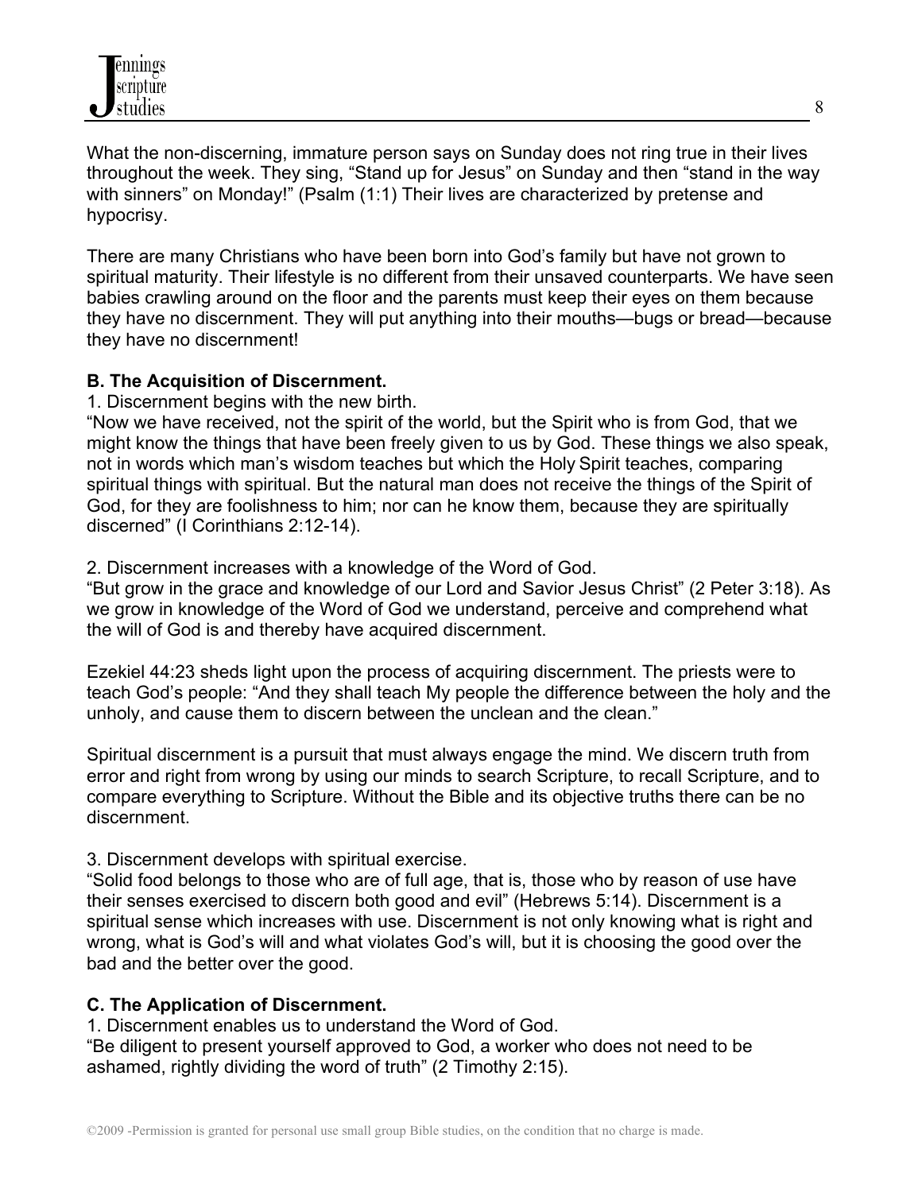What the non-discerning, immature person says on Sunday does not ring true in their lives throughout the week. They sing, "Stand up for Jesus" on Sunday and then "stand in the way with sinners" on Monday!" (Psalm (1:1) Their lives are characterized by pretense and hypocrisy.

There are many Christians who have been born into God's family but have not grown to spiritual maturity. Their lifestyle is no different from their unsaved counterparts. We have seen babies crawling around on the floor and the parents must keep their eyes on them because they have no discernment. They will put anything into their mouths—bugs or bread—because they have no discernment!

**B. The Acquisition of Discernment.**

1. Discernment begins with the new birth.

"Now we have received, not the spirit of the world, but the Spirit who is from God, that we might know the things that have been freely given to us by God. These things we also speak, not in words which man's wisdom teaches but which the Holy Spirit teaches, comparing spiritual things with spiritual. But the natural man does not receive the things of the Spirit of God, for they are foolishness to him; nor can he know them, because they are spiritually discerned" (I Corinthians 2:12-14).

2. Discernment increases with a knowledge of the Word of God.

"But grow in the grace and knowledge of our Lord and Savior Jesus Christ" (2 Peter 3:18). As we grow in knowledge of the Word of God we understand, perceive and comprehend what the will of God is and thereby have acquired discernment.

Ezekiel 44:23 sheds light upon the process of acquiring discernment. The priests were to teach God's people: "And they shall teach My people the difference between the holy and the unholy, and cause them to discern between the unclean and the clean."

Spiritual discernment is a pursuit that must always engage the mind. We discern truth from error and right from wrong by using our minds to search Scripture, to recall Scripture, and to compare everything to Scripture. Without the Bible and its objective truths there can be no discernment.

3. Discernment develops with spiritual exercise.

"Solid food belongs to those who are of full age, that is, those who by reason of use have their senses exercised to discern both good and evil" (Hebrews 5:14). Discernment is a spiritual sense which increases with use. Discernment is not only knowing what is right and wrong, what is God's will and what violates God's will, but it is choosing the good over the bad and the better over the good.

**C. The Application of Discernment.**

1. Discernment enables us to understand the Word of God.

"Be diligent to present yourself approved to God, a worker who does not need to be ashamed, rightly dividing the word of truth" (2 Timothy 2:15).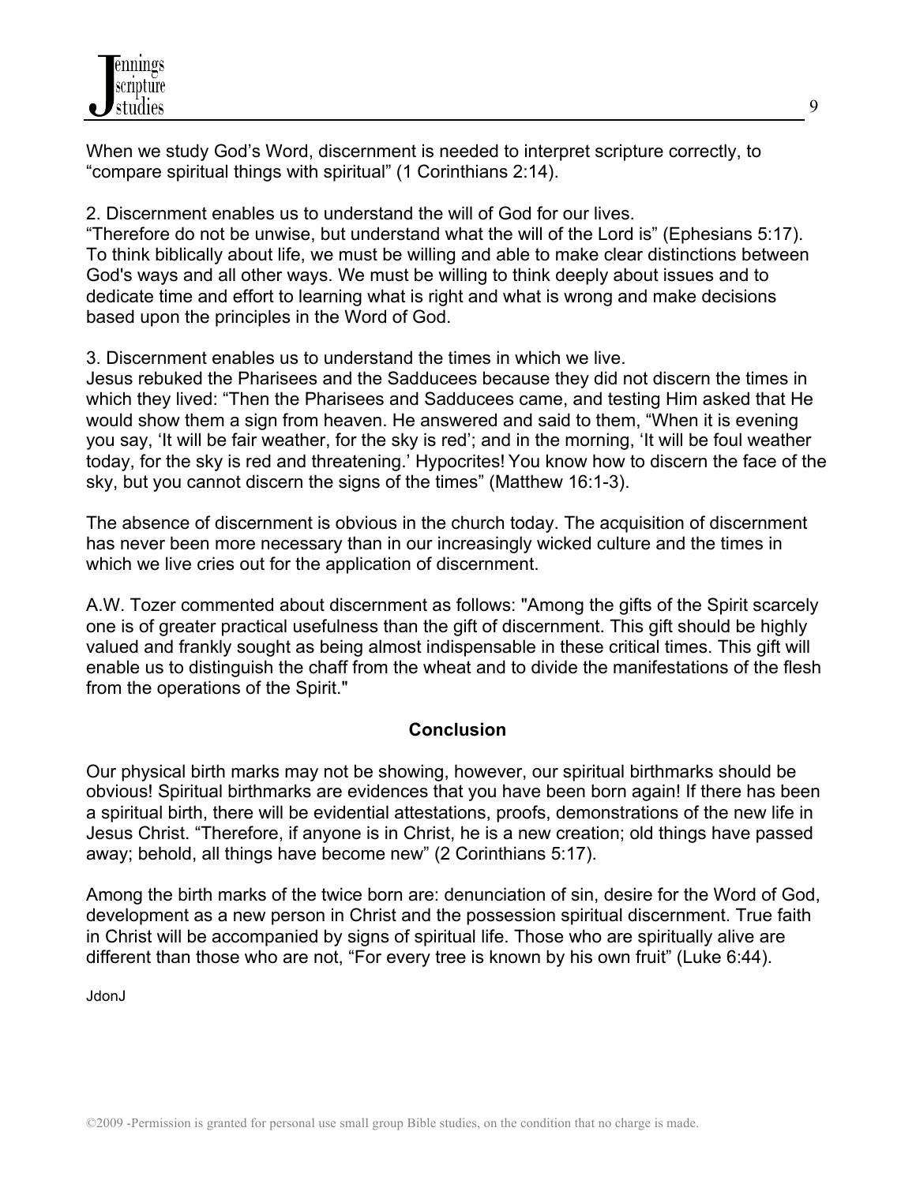When we study God's Word, discernment is needed to interpret scripture correctly, to "compare spiritual things with spiritual" (1 Corinthians 2:14).

2. Discernment enables us to understand the will of God for our lives.
"Therefore do not be unwise, but understand what the will of the Lord is" (Ephesians 5:17). To think biblically about life, we must be willing and able to make clear distinctions between God's ways and all other ways. We must be willing to think deeply about issues and to dedicate time and effort to learning what is right and what is wrong and make decisions based upon the principles in the Word of God.

3. Discernment enables us to understand the times in which we live.
Jesus rebuked the Pharisees and the Sadducees because they did not discern the times in which they lived: "Then the Pharisees and Sadducees came, and testing Him asked that He would show them a sign from heaven. He answered and said to them, "When it is evening you say, 'It will be fair weather, for the sky is red'; and in the morning, 'It will be foul weather today, for the sky is red and threatening.' Hypocrites! You know how to discern the face of the sky, but you cannot discern the signs of the times" (Matthew 16:1-3).

The absence of discernment is obvious in the church today. The acquisition of discernment has never been more necessary than in our increasingly wicked culture and the times in which we live cries out for the application of discernment.

A.W. Tozer commented about discernment as follows: "Among the gifts of the Spirit scarcely one is of greater practical usefulness than the gift of discernment. This gift should be highly valued and frankly sought as being almost indispensable in these critical times. This gift will enable us to distinguish the chaff from the wheat and to divide the manifestations of the flesh from the operations of the Spirit."

## Conclusion

Our physical birth marks may not be showing, however, our spiritual birthmarks should be obvious! Spiritual birthmarks are evidences that you have been born again! If there has been a spiritual birth, there will be evidential attestations, proofs, demonstrations of the new life in Jesus Christ. "Therefore, if anyone is in Christ, he is a new creation; old things have passed away; behold, all things have become new" (2 Corinthians 5:17).

Among the birth marks of the twice born are: denunciation of sin, desire for the Word of God, development as a new person in Christ and the possession spiritual discernment. True faith in Christ will be accompanied by signs of spiritual life. Those who are spiritually alive are different than those who are not, "For every tree is known by his own fruit" (Luke 6:44).

JdonJ

©2009 -Permission is granted for personal use small group Bible studies, on the condition that no charge is made.